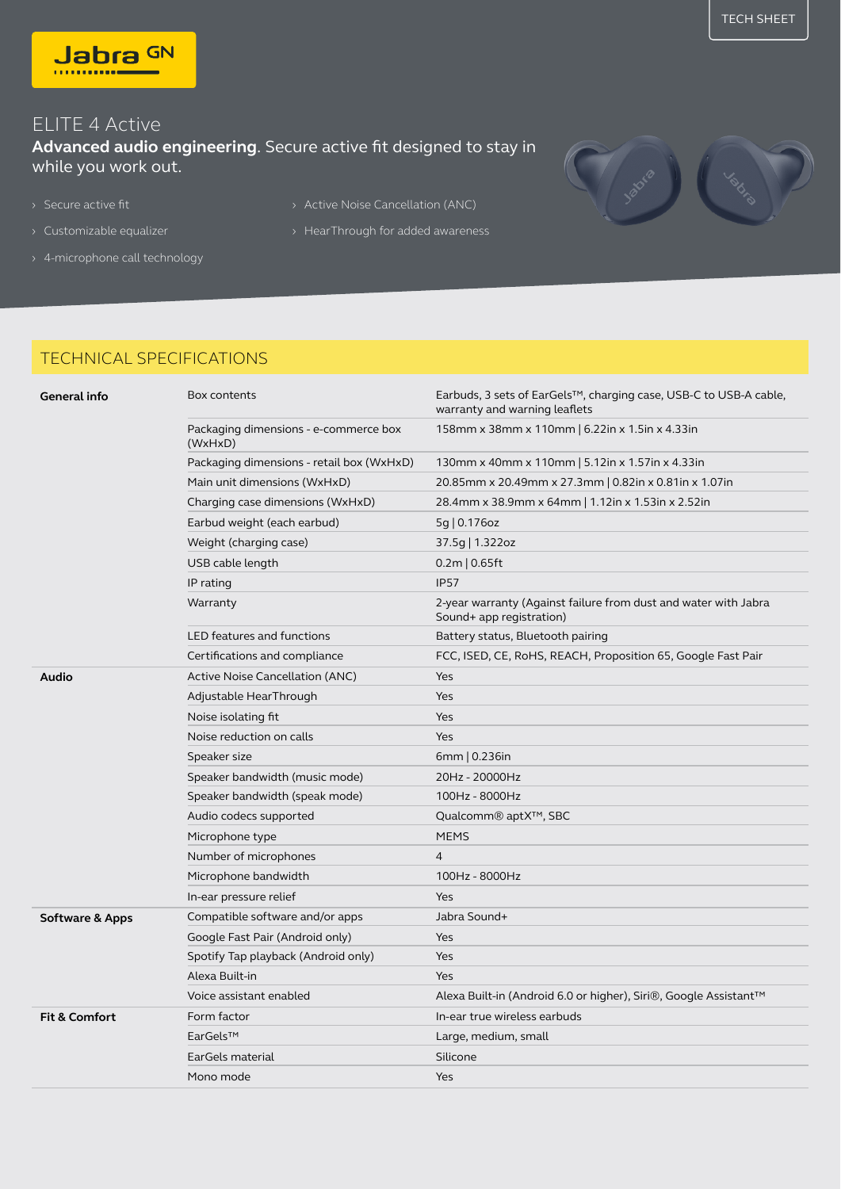TECH SHEET

Jabra GN

# ELITE 4 Active

**Advanced audio engineering**. Secure active fit designed to stay in while you work out.

- Secure active fit
- Customizable equalizer
- 4-microphone call technology
- Active Noise Cancellation (ANC)
- HearThrough for added awareness

## TECHNICAL SPECIFICATIONS

| | | |
|---|---|---|
| **General info** | Box contents | Earbuds, 3 sets of EarGels™, charging case, USB-C to USB-A cable, warranty and warning leaflets |
| | Packaging dimensions - e-commerce box (WxHxD) | 158mm x 38mm x 110mm \| 6.22in x 1.5in x 4.33in |
| | Packaging dimensions - retail box (WxHxD) | 130mm x 40mm x 110mm \| 5.12in x 1.57in x 4.33in |
| | Main unit dimensions (WxHxD) | 20.85mm x 20.49mm x 27.3mm \| 0.82in x 0.81in x 1.07in |
| | Charging case dimensions (WxHxD) | 28.4mm x 38.9mm x 64mm \| 1.12in x 1.53in x 2.52in |
| | Earbud weight (each earbud) | 5g \| 0.176oz |
| | Weight (charging case) | 37.5g \| 1.322oz |
| | USB cable length | 0.2m \| 0.65ft |
| | IP rating | IP57 |
| | Warranty | 2-year warranty (Against failure from dust and water with Jabra Sound+ app registration) |
| | LED features and functions | Battery status, Bluetooth pairing |
| | Certifications and compliance | FCC, ISED, CE, RoHS, REACH, Proposition 65, Google Fast Pair |
| **Audio** | Active Noise Cancellation (ANC) | Yes |
| | Adjustable HearThrough | Yes |
| | Noise isolating fit | Yes |
| | Noise reduction on calls | Yes |
| | Speaker size | 6mm \| 0.236in |
| | Speaker bandwidth (music mode) | 20Hz - 20000Hz |
| | Speaker bandwidth (speak mode) | 100Hz - 8000Hz |
| | Audio codecs supported | Qualcomm® aptX™, SBC |
| | Microphone type | MEMS |
| | Number of microphones | 4 |
| | Microphone bandwidth | 100Hz - 8000Hz |
| | In-ear pressure relief | Yes |
| **Software & Apps** | Compatible software and/or apps | Jabra Sound+ |
| | Google Fast Pair (Android only) | Yes |
| | Spotify Tap playback (Android only) | Yes |
| | Alexa Built-in | Yes |
| | Voice assistant enabled | Alexa Built-in (Android 6.0 or higher), Siri®, Google Assistant™ |
| **Fit & Comfort** | Form factor | In-ear true wireless earbuds |
| | EarGels™ | Large, medium, small |
| | EarGels material | Silicone |
| | Mono mode | Yes |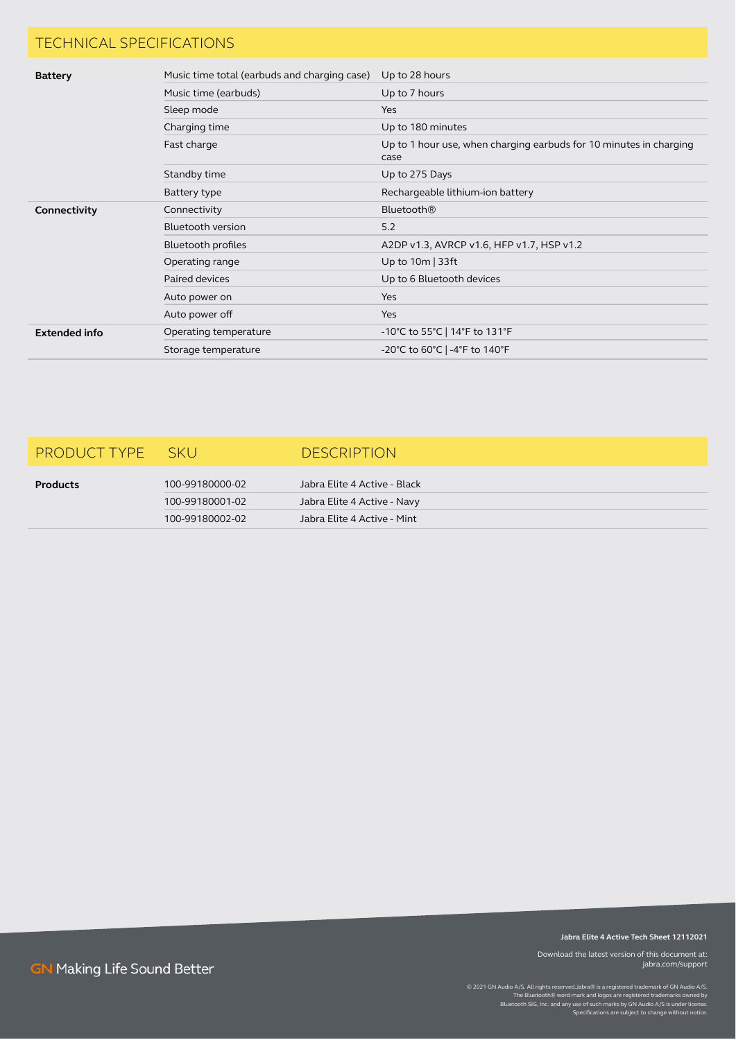## TECHNICAL SPECIFICATIONS

| | | |
|---|---|---|
| **Battery** | Music time total (earbuds and charging case) | Up to 28 hours |
| | Music time (earbuds) | Up to 7 hours |
| | Sleep mode | Yes |
| | Charging time | Up to 180 minutes |
| | Fast charge | Up to 1 hour use, when charging earbuds for 10 minutes in charging case |
| | Standby time | Up to 275 Days |
| | Battery type | Rechargeable lithium-ion battery |
| **Connectivity** | Connectivity | Bluetooth® |
| | Bluetooth version | 5.2 |
| | Bluetooth profiles | A2DP v1.3, AVRCP v1.6, HFP v1.7, HSP v1.2 |
| | Operating range | Up to 10m \| 33ft |
| | Paired devices | Up to 6 Bluetooth devices |
| | Auto power on | Yes |
| | Auto power off | Yes |
| **Extended info** | Operating temperature | -10°C to 55°C \| 14°F to 131°F |
| | Storage temperature | -20°C to 60°C \| -4°F to 140°F |

| PRODUCT TYPE | SKU | DESCRIPTION |
|---|---|---|
| **Products** | 100-99180000-02 | Jabra Elite 4 Active - Black |
| | 100-99180001-02 | Jabra Elite 4 Active - Navy |
| | 100-99180002-02 | Jabra Elite 4 Active - Mint |

GN Making Life Sound Better

**Jabra Elite 4 Active Tech Sheet 12112021**

Download the latest version of this document at:
jabra.com/support

© 2021 GN Audio A/S. All rights reserved.Jabra® is a registered trademark of GN Audio A/S. The Bluetooth® word mark and logos are registered trademarks owned by Bluetooth SIG, Inc. and any use of such marks by GN Audio A/S is under license. Specifications are subject to change without notice.